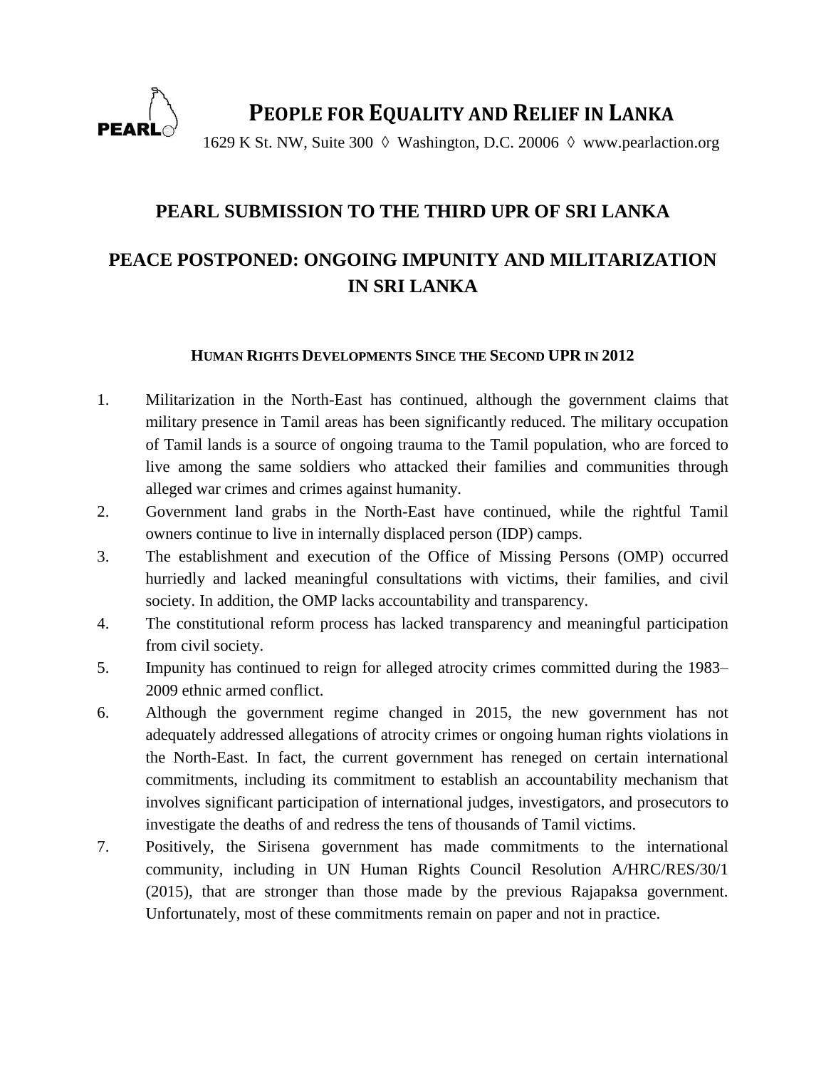# PEOPLE FOR EQUALITY AND RELIEF IN LANKA

1629 K St. NW, Suite 300 ◊ Washington, D.C. 20006 ◊ www.pearlaction.org

## PEARL SUBMISSION TO THE THIRD UPR OF SRI LANKA

## PEACE POSTPONED: ONGOING IMPUNITY AND MILITARIZATION IN SRI LANKA

### HUMAN RIGHTS DEVELOPMENTS SINCE THE SECOND UPR IN 2012

1. Militarization in the North-East has continued, although the government claims that military presence in Tamil areas has been significantly reduced. The military occupation of Tamil lands is a source of ongoing trauma to the Tamil population, who are forced to live among the same soldiers who attacked their families and communities through alleged war crimes and crimes against humanity.
2. Government land grabs in the North-East have continued, while the rightful Tamil owners continue to live in internally displaced person (IDP) camps.
3. The establishment and execution of the Office of Missing Persons (OMP) occurred hurriedly and lacked meaningful consultations with victims, their families, and civil society. In addition, the OMP lacks accountability and transparency.
4. The constitutional reform process has lacked transparency and meaningful participation from civil society.
5. Impunity has continued to reign for alleged atrocity crimes committed during the 1983–2009 ethnic armed conflict.
6. Although the government regime changed in 2015, the new government has not adequately addressed allegations of atrocity crimes or ongoing human rights violations in the North-East. In fact, the current government has reneged on certain international commitments, including its commitment to establish an accountability mechanism that involves significant participation of international judges, investigators, and prosecutors to investigate the deaths of and redress the tens of thousands of Tamil victims.
7. Positively, the Sirisena government has made commitments to the international community, including in UN Human Rights Council Resolution A/HRC/RES/30/1 (2015), that are stronger than those made by the previous Rajapaksa government. Unfortunately, most of these commitments remain on paper and not in practice.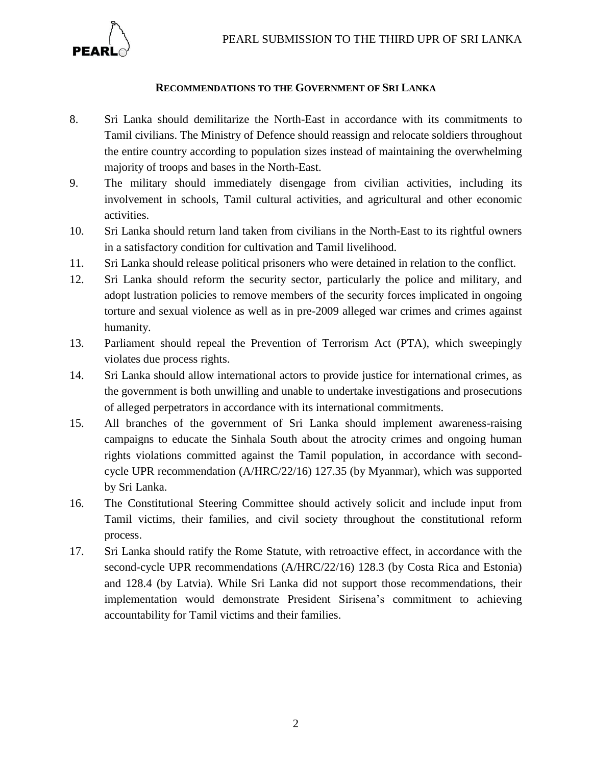## Recommendations to the Government of Sri Lanka

8. Sri Lanka should demilitarize the North-East in accordance with its commitments to Tamil civilians. The Ministry of Defence should reassign and relocate soldiers throughout the entire country according to population sizes instead of maintaining the overwhelming majority of troops and bases in the North-East.
9. The military should immediately disengage from civilian activities, including its involvement in schools, Tamil cultural activities, and agricultural and other economic activities.
10. Sri Lanka should return land taken from civilians in the North-East to its rightful owners in a satisfactory condition for cultivation and Tamil livelihood.
11. Sri Lanka should release political prisoners who were detained in relation to the conflict.
12. Sri Lanka should reform the security sector, particularly the police and military, and adopt lustration policies to remove members of the security forces implicated in ongoing torture and sexual violence as well as in pre-2009 alleged war crimes and crimes against humanity.
13. Parliament should repeal the Prevention of Terrorism Act (PTA), which sweepingly violates due process rights.
14. Sri Lanka should allow international actors to provide justice for international crimes, as the government is both unwilling and unable to undertake investigations and prosecutions of alleged perpetrators in accordance with its international commitments.
15. All branches of the government of Sri Lanka should implement awareness-raising campaigns to educate the Sinhala South about the atrocity crimes and ongoing human rights violations committed against the Tamil population, in accordance with second-cycle UPR recommendation (A/HRC/22/16) 127.35 (by Myanmar), which was supported by Sri Lanka.
16. The Constitutional Steering Committee should actively solicit and include input from Tamil victims, their families, and civil society throughout the constitutional reform process.
17. Sri Lanka should ratify the Rome Statute, with retroactive effect, in accordance with the second-cycle UPR recommendations (A/HRC/22/16) 128.3 (by Costa Rica and Estonia) and 128.4 (by Latvia). While Sri Lanka did not support those recommendations, their implementation would demonstrate President Sirisena's commitment to achieving accountability for Tamil victims and their families.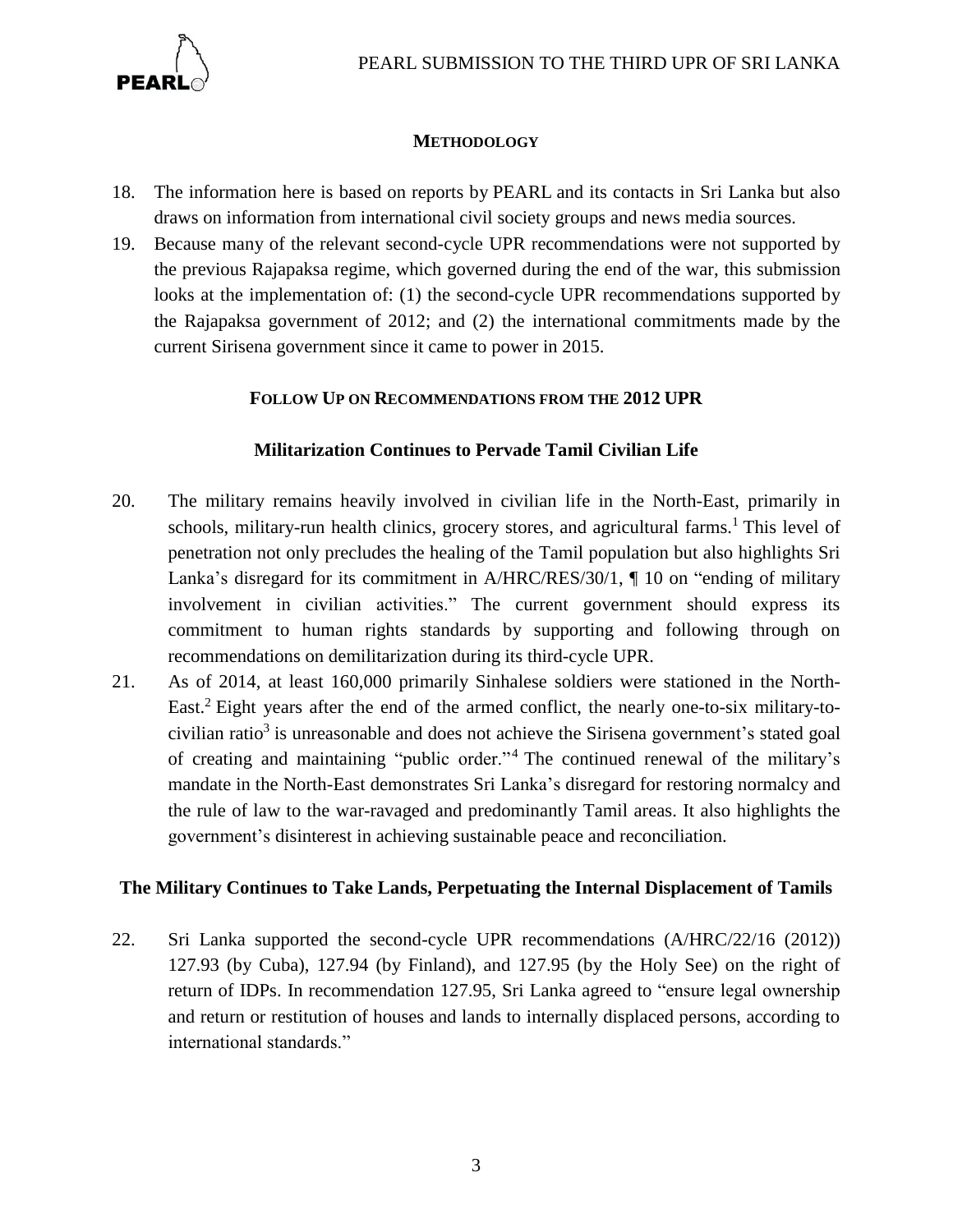## METHODOLOGY

18. The information here is based on reports by PEARL and its contacts in Sri Lanka but also draws on information from international civil society groups and news media sources.
19. Because many of the relevant second-cycle UPR recommendations were not supported by the previous Rajapaksa regime, which governed during the end of the war, this submission looks at the implementation of: (1) the second-cycle UPR recommendations supported by the Rajapaksa government of 2012; and (2) the international commitments made by the current Sirisena government since it came to power in 2015.

## FOLLOW UP ON RECOMMENDATIONS FROM THE 2012 UPR

### Militarization Continues to Pervade Tamil Civilian Life

20. The military remains heavily involved in civilian life in the North-East, primarily in schools, military-run health clinics, grocery stores, and agricultural farms.[1] This level of penetration not only precludes the healing of the Tamil population but also highlights Sri Lanka's disregard for its commitment in A/HRC/RES/30/1, ¶ 10 on "ending of military involvement in civilian activities." The current government should express its commitment to human rights standards by supporting and following through on recommendations on demilitarization during its third-cycle UPR.
21. As of 2014, at least 160,000 primarily Sinhalese soldiers were stationed in the North-East.[2] Eight years after the end of the armed conflict, the nearly one-to-six military-to-civilian ratio[3] is unreasonable and does not achieve the Sirisena government's stated goal of creating and maintaining "public order."[4] The continued renewal of the military's mandate in the North-East demonstrates Sri Lanka's disregard for restoring normalcy and the rule of law to the war-ravaged and predominantly Tamil areas. It also highlights the government's disinterest in achieving sustainable peace and reconciliation.

### The Military Continues to Take Lands, Perpetuating the Internal Displacement of Tamils

22. Sri Lanka supported the second-cycle UPR recommendations (A/HRC/22/16 (2012)) 127.93 (by Cuba), 127.94 (by Finland), and 127.95 (by the Holy See) on the right of return of IDPs. In recommendation 127.95, Sri Lanka agreed to "ensure legal ownership and return or restitution of houses and lands to internally displaced persons, according to international standards."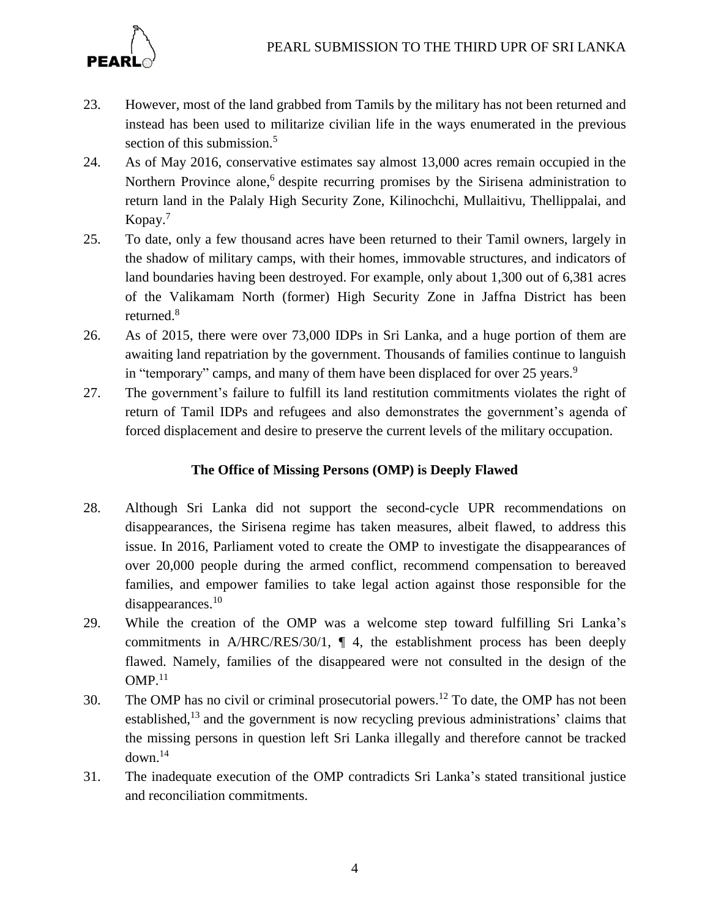23. However, most of the land grabbed from Tamils by the military has not been returned and instead has been used to militarize civilian life in the ways enumerated in the previous section of this submission.[5]

24. As of May 2016, conservative estimates say almost 13,000 acres remain occupied in the Northern Province alone,[6] despite recurring promises by the Sirisena administration to return land in the Palaly High Security Zone, Kilinochchi, Mullaitivu, Thellippalai, and Kopay.[7]

25. To date, only a few thousand acres have been returned to their Tamil owners, largely in the shadow of military camps, with their homes, immovable structures, and indicators of land boundaries having been destroyed. For example, only about 1,300 out of 6,381 acres of the Valikamam North (former) High Security Zone in Jaffna District has been returned.[8]

26. As of 2015, there were over 73,000 IDPs in Sri Lanka, and a huge portion of them are awaiting land repatriation by the government. Thousands of families continue to languish in "temporary" camps, and many of them have been displaced for over 25 years.[9]

27. The government's failure to fulfill its land restitution commitments violates the right of return of Tamil IDPs and refugees and also demonstrates the government's agenda of forced displacement and desire to preserve the current levels of the military occupation.

**The Office of Missing Persons (OMP) is Deeply Flawed**

28. Although Sri Lanka did not support the second-cycle UPR recommendations on disappearances, the Sirisena regime has taken measures, albeit flawed, to address this issue. In 2016, Parliament voted to create the OMP to investigate the disappearances of over 20,000 people during the armed conflict, recommend compensation to bereaved families, and empower families to take legal action against those responsible for the disappearances.[10]

29. While the creation of the OMP was a welcome step toward fulfilling Sri Lanka's commitments in A/HRC/RES/30/1, ¶ 4, the establishment process has been deeply flawed. Namely, families of the disappeared were not consulted in the design of the OMP.[11]

30. The OMP has no civil or criminal prosecutorial powers.[12] To date, the OMP has not been established,[13] and the government is now recycling previous administrations' claims that the missing persons in question left Sri Lanka illegally and therefore cannot be tracked down.[14]

31. The inadequate execution of the OMP contradicts Sri Lanka's stated transitional justice and reconciliation commitments.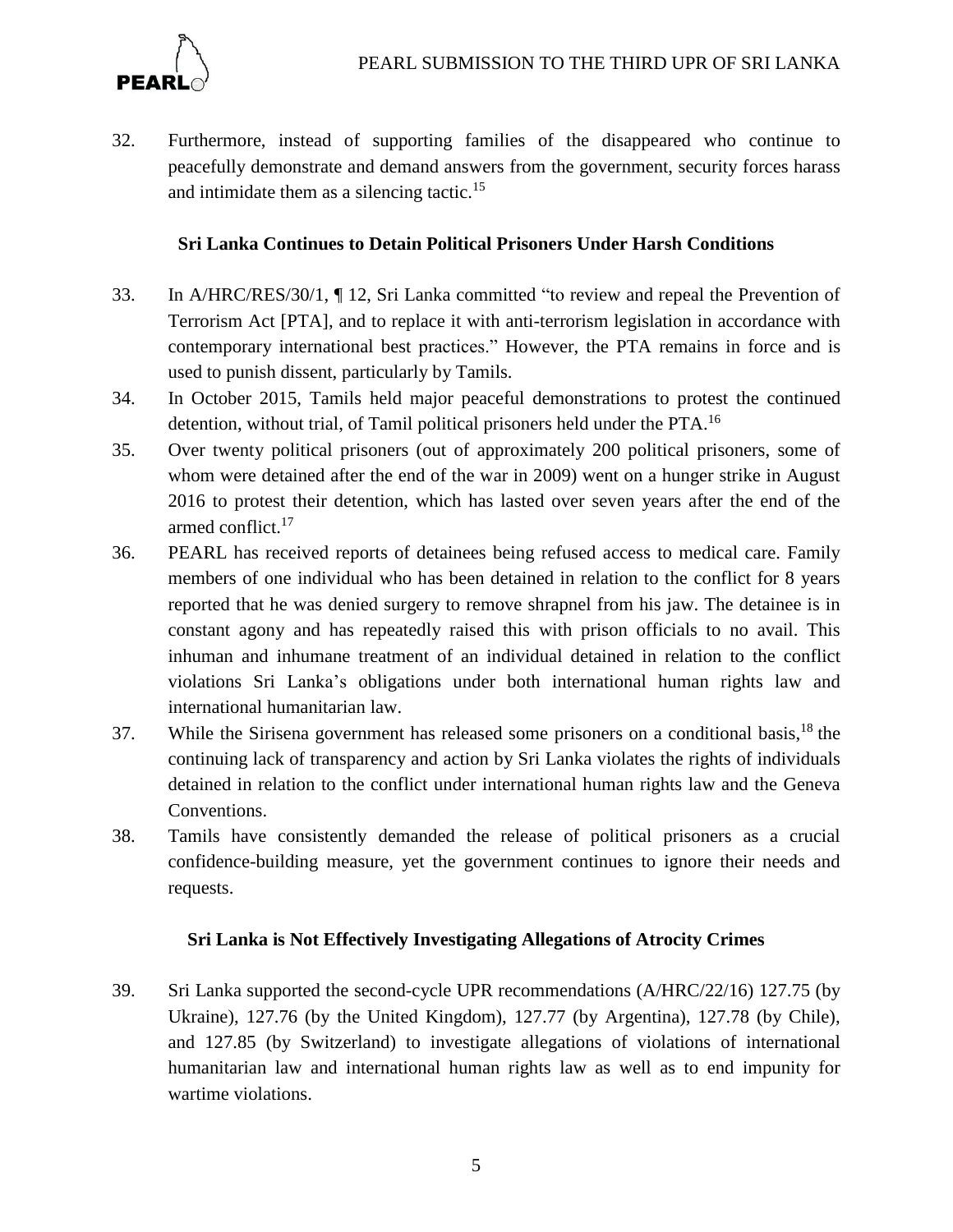32. Furthermore, instead of supporting families of the disappeared who continue to peacefully demonstrate and demand answers from the government, security forces harass and intimidate them as a silencing tactic.[15]

### Sri Lanka Continues to Detain Political Prisoners Under Harsh Conditions

33. In A/HRC/RES/30/1, ¶ 12, Sri Lanka committed "to review and repeal the Prevention of Terrorism Act [PTA], and to replace it with anti-terrorism legislation in accordance with contemporary international best practices." However, the PTA remains in force and is used to punish dissent, particularly by Tamils.
34. In October 2015, Tamils held major peaceful demonstrations to protest the continued detention, without trial, of Tamil political prisoners held under the PTA.[16]
35. Over twenty political prisoners (out of approximately 200 political prisoners, some of whom were detained after the end of the war in 2009) went on a hunger strike in August 2016 to protest their detention, which has lasted over seven years after the end of the armed conflict.[17]
36. PEARL has received reports of detainees being refused access to medical care. Family members of one individual who has been detained in relation to the conflict for 8 years reported that he was denied surgery to remove shrapnel from his jaw. The detainee is in constant agony and has repeatedly raised this with prison officials to no avail. This inhuman and inhumane treatment of an individual detained in relation to the conflict violations Sri Lanka's obligations under both international human rights law and international humanitarian law.
37. While the Sirisena government has released some prisoners on a conditional basis,[18] the continuing lack of transparency and action by Sri Lanka violates the rights of individuals detained in relation to the conflict under international human rights law and the Geneva Conventions.
38. Tamils have consistently demanded the release of political prisoners as a crucial confidence-building measure, yet the government continues to ignore their needs and requests.

### Sri Lanka is Not Effectively Investigating Allegations of Atrocity Crimes

39. Sri Lanka supported the second-cycle UPR recommendations (A/HRC/22/16) 127.75 (by Ukraine), 127.76 (by the United Kingdom), 127.77 (by Argentina), 127.78 (by Chile), and 127.85 (by Switzerland) to investigate allegations of violations of international humanitarian law and international human rights law as well as to end impunity for wartime violations.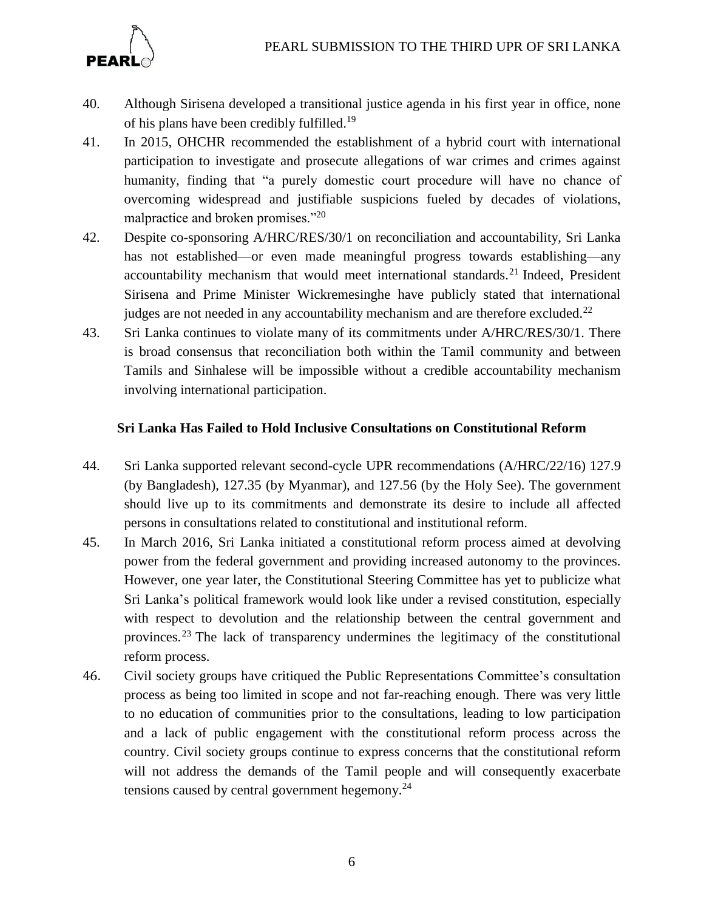40. Although Sirisena developed a transitional justice agenda in his first year in office, none of his plans have been credibly fulfilled.[19]

41. In 2015, OHCHR recommended the establishment of a hybrid court with international participation to investigate and prosecute allegations of war crimes and crimes against humanity, finding that "a purely domestic court procedure will have no chance of overcoming widespread and justifiable suspicions fueled by decades of violations, malpractice and broken promises."[20]

42. Despite co-sponsoring A/HRC/RES/30/1 on reconciliation and accountability, Sri Lanka has not established—or even made meaningful progress towards establishing—any accountability mechanism that would meet international standards.[21] Indeed, President Sirisena and Prime Minister Wickremesinghe have publicly stated that international judges are not needed in any accountability mechanism and are therefore excluded.[22]

43. Sri Lanka continues to violate many of its commitments under A/HRC/RES/30/1. There is broad consensus that reconciliation both within the Tamil community and between Tamils and Sinhalese will be impossible without a credible accountability mechanism involving international participation.

### Sri Lanka Has Failed to Hold Inclusive Consultations on Constitutional Reform

44. Sri Lanka supported relevant second-cycle UPR recommendations (A/HRC/22/16) 127.9 (by Bangladesh), 127.35 (by Myanmar), and 127.56 (by the Holy See). The government should live up to its commitments and demonstrate its desire to include all affected persons in consultations related to constitutional and institutional reform.

45. In March 2016, Sri Lanka initiated a constitutional reform process aimed at devolving power from the federal government and providing increased autonomy to the provinces. However, one year later, the Constitutional Steering Committee has yet to publicize what Sri Lanka's political framework would look like under a revised constitution, especially with respect to devolution and the relationship between the central government and provinces.[23] The lack of transparency undermines the legitimacy of the constitutional reform process.

46. Civil society groups have critiqued the Public Representations Committee's consultation process as being too limited in scope and not far-reaching enough. There was very little to no education of communities prior to the consultations, leading to low participation and a lack of public engagement with the constitutional reform process across the country. Civil society groups continue to express concerns that the constitutional reform will not address the demands of the Tamil people and will consequently exacerbate tensions caused by central government hegemony.[24]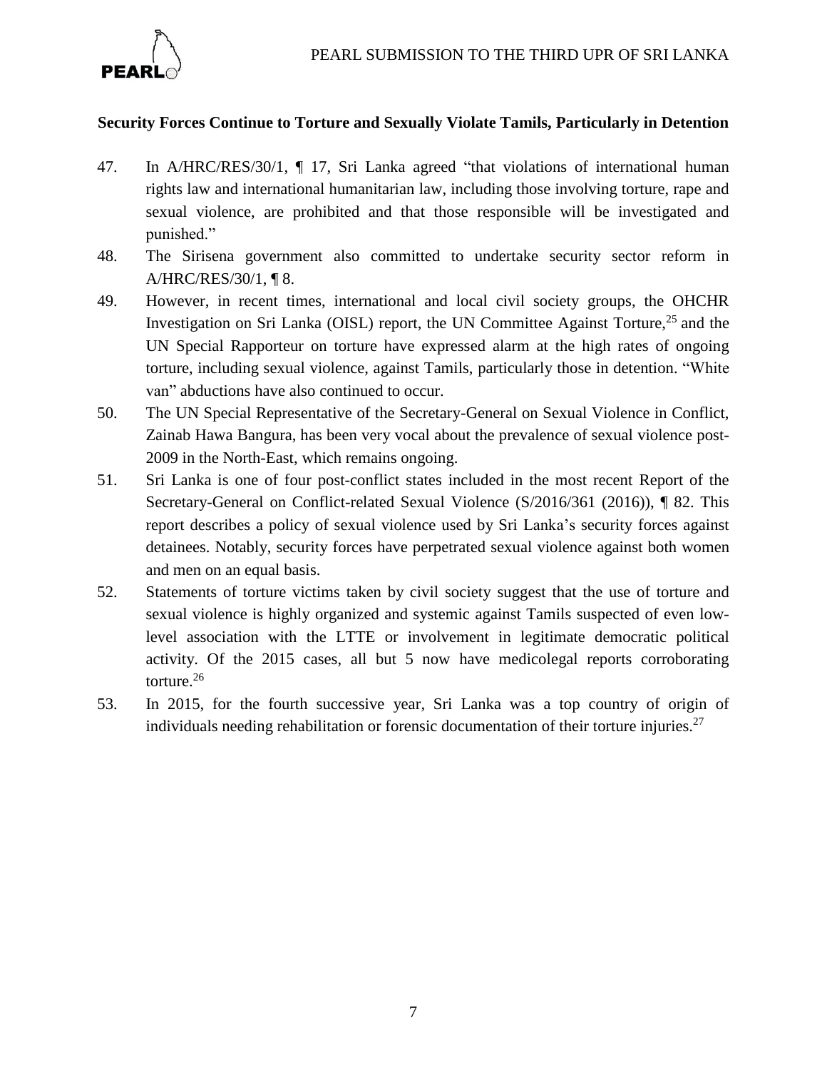### Security Forces Continue to Torture and Sexually Violate Tamils, Particularly in Detention

47. In A/HRC/RES/30/1, ¶ 17, Sri Lanka agreed "that violations of international human rights law and international humanitarian law, including those involving torture, rape and sexual violence, are prohibited and that those responsible will be investigated and punished."
48. The Sirisena government also committed to undertake security sector reform in A/HRC/RES/30/1, ¶ 8.
49. However, in recent times, international and local civil society groups, the OHCHR Investigation on Sri Lanka (OISL) report, the UN Committee Against Torture,[25] and the UN Special Rapporteur on torture have expressed alarm at the high rates of ongoing torture, including sexual violence, against Tamils, particularly those in detention. "White van" abductions have also continued to occur.
50. The UN Special Representative of the Secretary-General on Sexual Violence in Conflict, Zainab Hawa Bangura, has been very vocal about the prevalence of sexual violence post-2009 in the North-East, which remains ongoing.
51. Sri Lanka is one of four post-conflict states included in the most recent Report of the Secretary-General on Conflict-related Sexual Violence (S/2016/361 (2016)), ¶ 82. This report describes a policy of sexual violence used by Sri Lanka's security forces against detainees. Notably, security forces have perpetrated sexual violence against both women and men on an equal basis.
52. Statements of torture victims taken by civil society suggest that the use of torture and sexual violence is highly organized and systemic against Tamils suspected of even low-level association with the LTTE or involvement in legitimate democratic political activity. Of the 2015 cases, all but 5 now have medicolegal reports corroborating torture.[26]
53. In 2015, for the fourth successive year, Sri Lanka was a top country of origin of individuals needing rehabilitation or forensic documentation of their torture injuries.[27]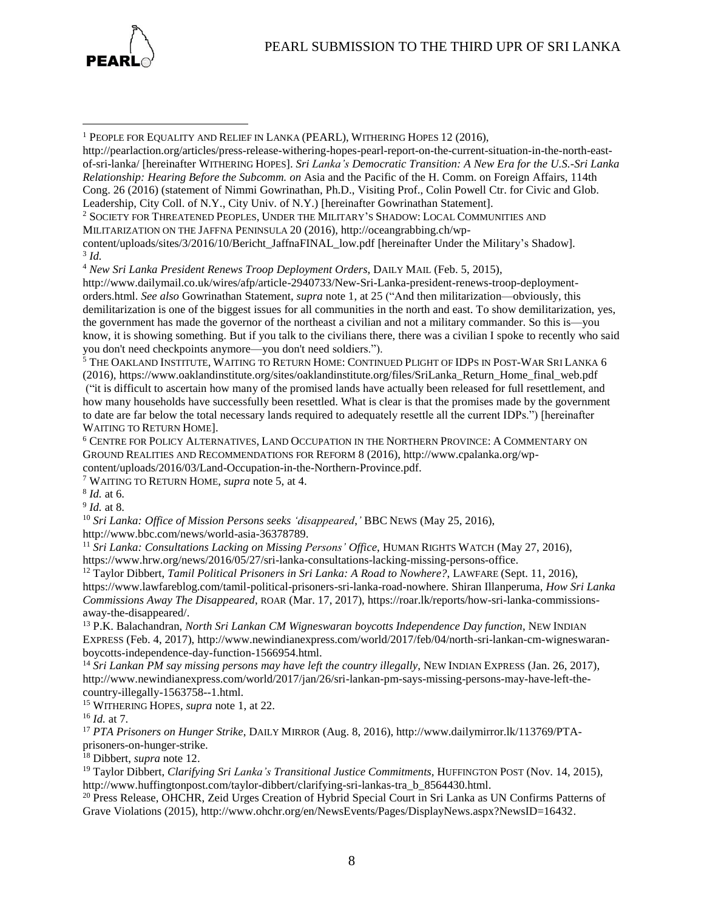[1] PEOPLE FOR EQUALITY AND RELIEF IN LANKA (PEARL), WITHERING HOPES 12 (2016), http://pearlaction.org/articles/press-release-withering-hopes-pearl-report-on-the-current-situation-in-the-north-east-of-sri-lanka/ [hereinafter WITHERING HOPES]. *Sri Lanka's Democratic Transition: A New Era for the U.S.-Sri Lanka Relationship: Hearing Before the Subcomm. on* Asia and the Pacific of the H. Comm. on Foreign Affairs, 114th Cong. 26 (2016) (statement of Nimmi Gowrinathan, Ph.D., Visiting Prof., Colin Powell Ctr. for Civic and Glob. Leadership, City Coll. of N.Y., City Univ. of N.Y.) [hereinafter Gowrinathan Statement].

[2] SOCIETY FOR THREATENED PEOPLES, UNDER THE MILITARY'S SHADOW: LOCAL COMMUNITIES AND MILITARIZATION ON THE JAFFNA PENINSULA 20 (2016), http://oceangrabbing.ch/wp-content/uploads/sites/3/2016/10/Bericht_JaffnaFINAL_low.pdf [hereinafter Under the Military's Shadow].

[3] *Id.*

[4] *New Sri Lanka President Renews Troop Deployment Orders*, DAILY MAIL (Feb. 5, 2015), http://www.dailymail.co.uk/wires/afp/article-2940733/New-Sri-Lanka-president-renews-troop-deployment-orders.html. *See also* Gowrinathan Statement, *supra* note 1, at 25 ("And then militarization—obviously, this demilitarization is one of the biggest issues for all communities in the north and east. To show demilitarization, yes, the government has made the governor of the northeast a civilian and not a military commander. So this is—you know, it is showing something. But if you talk to the civilians there, there was a civilian I spoke to recently who said you don't need checkpoints anymore—you don't need soldiers.").

[5] THE OAKLAND INSTITUTE, WAITING TO RETURN HOME: CONTINUED PLIGHT OF IDPS IN POST-WAR SRI LANKA 6 (2016), https://www.oaklandinstitute.org/sites/oaklandinstitute.org/files/SriLanka_Return_Home_final_web.pdf ("it is difficult to ascertain how many of the promised lands have actually been released for full resettlement, and how many households have successfully been resettled. What is clear is that the promises made by the government to date are far below the total necessary lands required to adequately resettle all the current IDPs.") [hereinafter WAITING TO RETURN HOME].

[6] CENTRE FOR POLICY ALTERNATIVES, LAND OCCUPATION IN THE NORTHERN PROVINCE: A COMMENTARY ON GROUND REALITIES AND RECOMMENDATIONS FOR REFORM 8 (2016), http://www.cpalanka.org/wp-content/uploads/2016/03/Land-Occupation-in-the-Northern-Province.pdf.

[7] WAITING TO RETURN HOME, *supra* note 5, at 4.

[8] *Id.* at 6.

[9] *Id.* at 8.

[10] *Sri Lanka: Office of Mission Persons seeks 'disappeared,'* BBC NEWS (May 25, 2016), http://www.bbc.com/news/world-asia-36378789.

[11] *Sri Lanka: Consultations Lacking on Missing Persons' Office*, HUMAN RIGHTS WATCH (May 27, 2016), https://www.hrw.org/news/2016/05/27/sri-lanka-consultations-lacking-missing-persons-office.

[12] Taylor Dibbert, *Tamil Political Prisoners in Sri Lanka: A Road to Nowhere?*, LAWFARE (Sept. 11, 2016), https://www.lawfareblog.com/tamil-political-prisoners-sri-lanka-road-nowhere. Shiran Illanperuma, *How Sri Lanka Commissions Away The Disappeared*, ROAR (Mar. 17, 2017), https://roar.lk/reports/how-sri-lanka-commissions-away-the-disappeared/.

[13] P.K. Balachandran, *North Sri Lankan CM Wigneswaran boycotts Independence Day function*, NEW INDIAN EXPRESS (Feb. 4, 2017), http://www.newindianexpress.com/world/2017/feb/04/north-sri-lankan-cm-wigneswaran-boycotts-independence-day-function-1566954.html.

[14] *Sri Lankan PM say missing persons may have left the country illegally*, NEW INDIAN EXPRESS (Jan. 26, 2017), http://www.newindianexpress.com/world/2017/jan/26/sri-lankan-pm-says-missing-persons-may-have-left-the-country-illegally-1563758--1.html.

[15] WITHERING HOPES, *supra* note 1, at 22.

[16] *Id.* at 7.

[17] *PTA Prisoners on Hunger Strike*, DAILY MIRROR (Aug. 8, 2016), http://www.dailymirror.lk/113769/PTA-prisoners-on-hunger-strike.

[18] Dibbert, *supra* note 12.

[19] Taylor Dibbert, *Clarifying Sri Lanka's Transitional Justice Commitments*, HUFFINGTON POST (Nov. 14, 2015), http://www.huffingtonpost.com/taylor-dibbert/clarifying-sri-lankas-tra_b_8564430.html.

[20] Press Release, OHCHR, Zeid Urges Creation of Hybrid Special Court in Sri Lanka as UN Confirms Patterns of Grave Violations (2015), http://www.ohchr.org/en/NewsEvents/Pages/DisplayNews.aspx?NewsID=16432.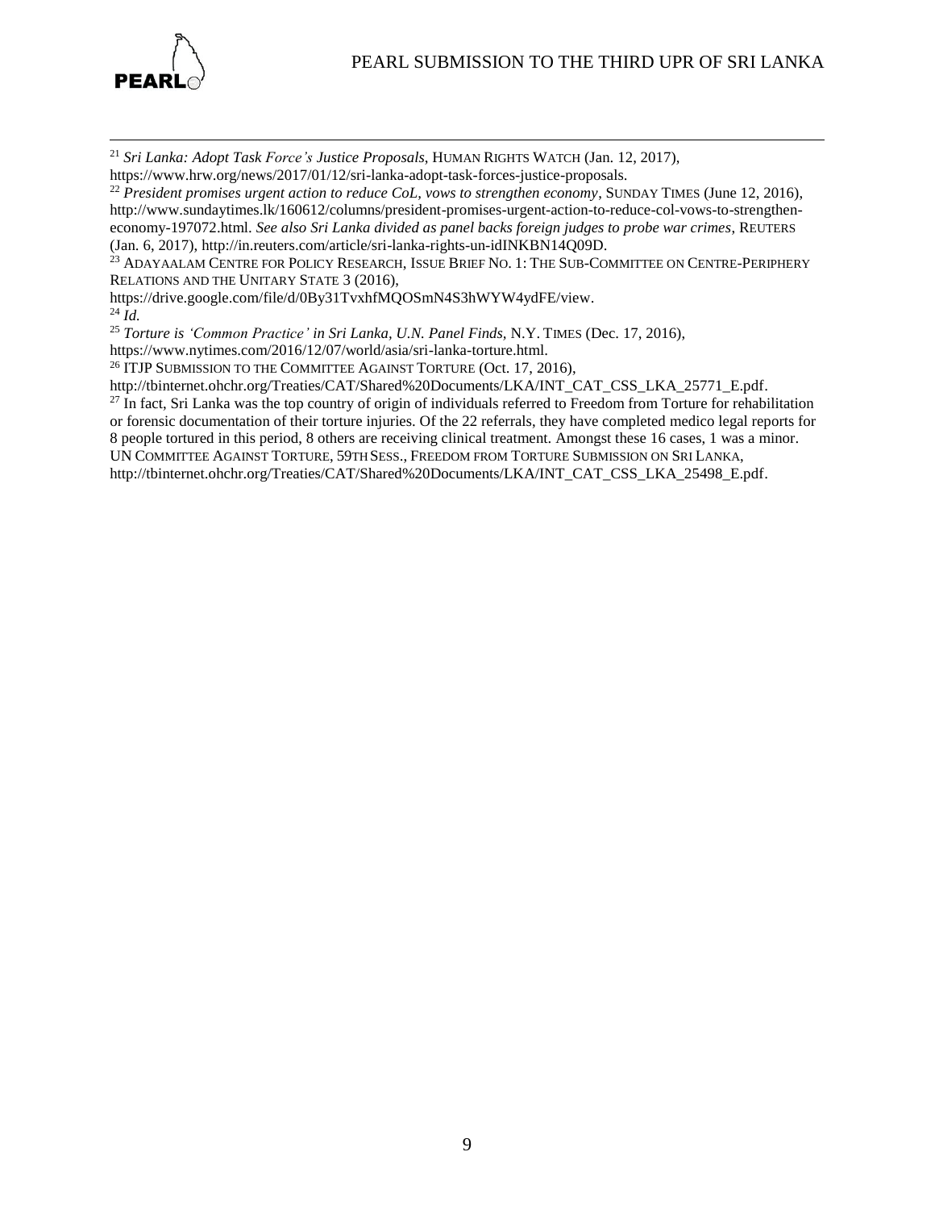[21] *Sri Lanka: Adopt Task Force's Justice Proposals*, HUMAN RIGHTS WATCH (Jan. 12, 2017), https://www.hrw.org/news/2017/01/12/sri-lanka-adopt-task-forces-justice-proposals.

[22] *President promises urgent action to reduce CoL, vows to strengthen economy*, SUNDAY TIMES (June 12, 2016), http://www.sundaytimes.lk/160612/columns/president-promises-urgent-action-to-reduce-col-vows-to-strengthen-economy-197072.html. *See also Sri Lanka divided as panel backs foreign judges to probe war crimes*, REUTERS (Jan. 6, 2017), http://in.reuters.com/article/sri-lanka-rights-un-idINKBN14Q09D.

[23] ADAYAALAM CENTRE FOR POLICY RESEARCH, ISSUE BRIEF NO. 1: THE SUB-COMMITTEE ON CENTRE-PERIPHERY RELATIONS AND THE UNITARY STATE 3 (2016), https://drive.google.com/file/d/0By31TvxhfMQOSmN4S3hWYW4ydFE/view.

[24] *Id.*

[25] *Torture is 'Common Practice' in Sri Lanka, U.N. Panel Finds*, N.Y. TIMES (Dec. 17, 2016), https://www.nytimes.com/2016/12/07/world/asia/sri-lanka-torture.html.

[26] ITJP SUBMISSION TO THE COMMITTEE AGAINST TORTURE (Oct. 17, 2016), http://tbinternet.ohchr.org/Treaties/CAT/Shared%20Documents/LKA/INT_CAT_CSS_LKA_25771_E.pdf.

[27] In fact, Sri Lanka was the top country of origin of individuals referred to Freedom from Torture for rehabilitation or forensic documentation of their torture injuries. Of the 22 referrals, they have completed medico legal reports for 8 people tortured in this period, 8 others are receiving clinical treatment. Amongst these 16 cases, 1 was a minor. UN COMMITTEE AGAINST TORTURE, 59TH SESS., FREEDOM FROM TORTURE SUBMISSION ON SRI LANKA, http://tbinternet.ohchr.org/Treaties/CAT/Shared%20Documents/LKA/INT_CAT_CSS_LKA_25498_E.pdf.